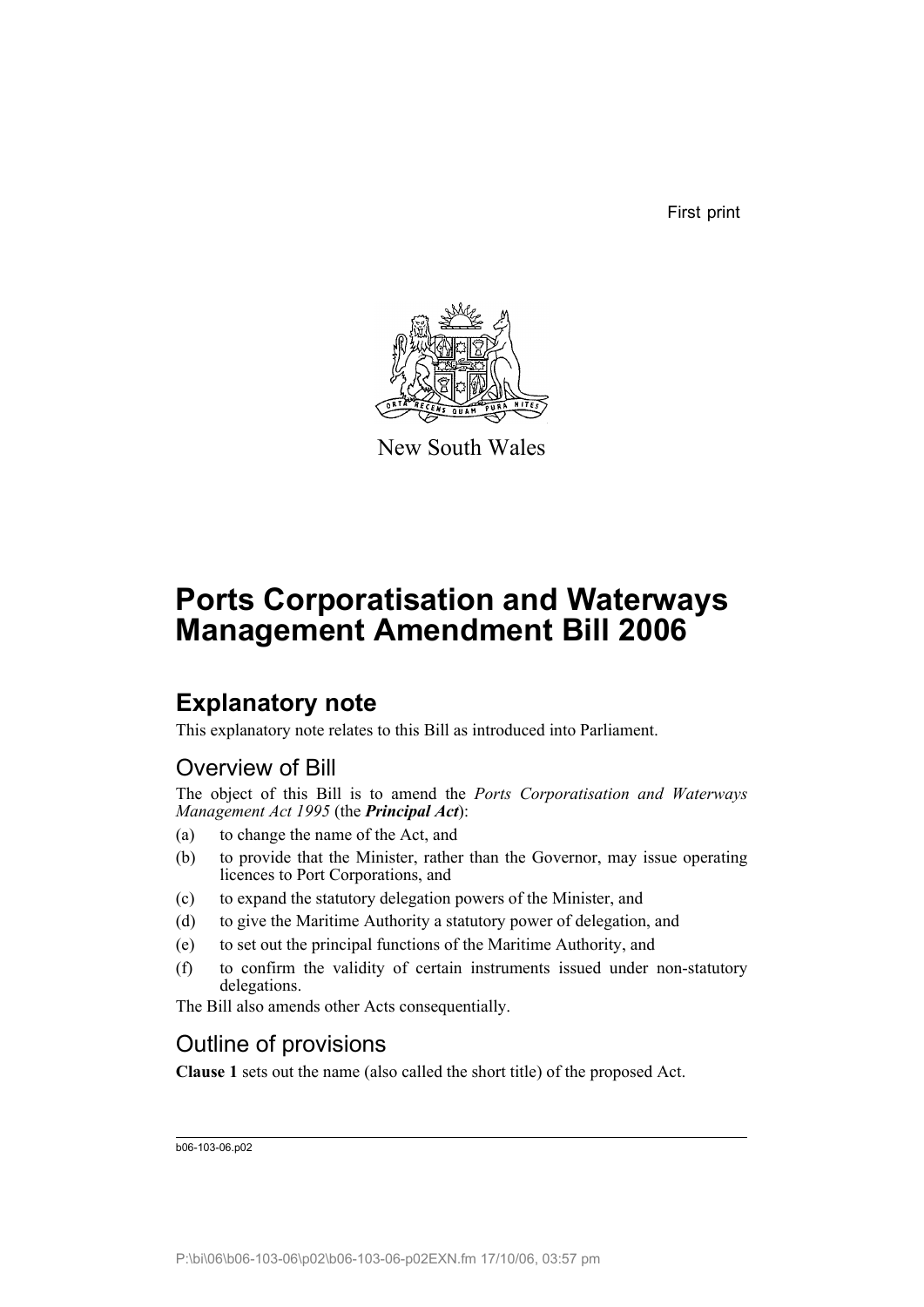First print

New South Wales

# Ports Corporatisation and Waterways Management Amendment Bill 2006

## Explanatory note

This explanatory note relates to this Bill as introduced into Parliament.

### Overview of Bill

The object of this Bill is to amend the *Ports Corporatisation and Waterways Management Act 1995* (the ***Principal Act***):

(a) to change the name of the Act, and

(b) to provide that the Minister, rather than the Governor, may issue operating licences to Port Corporations, and

(c) to expand the statutory delegation powers of the Minister, and

(d) to give the Maritime Authority a statutory power of delegation, and

(e) to set out the principal functions of the Maritime Authority, and

(f) to confirm the validity of certain instruments issued under non-statutory delegations.

The Bill also amends other Acts consequentially.

### Outline of provisions

**Clause 1** sets out the name (also called the short title) of the proposed Act.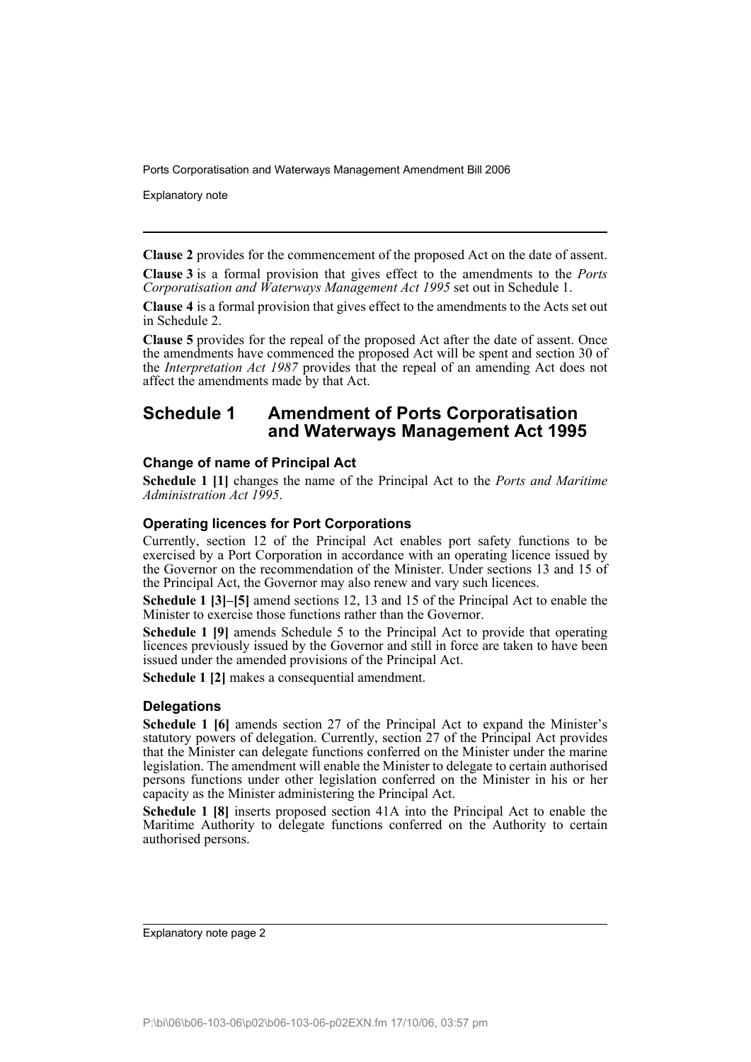**Clause 2** provides for the commencement of the proposed Act on the date of assent.

**Clause 3** is a formal provision that gives effect to the amendments to the *Ports Corporatisation and Waterways Management Act 1995* set out in Schedule 1.

**Clause 4** is a formal provision that gives effect to the amendments to the Acts set out in Schedule 2.

**Clause 5** provides for the repeal of the proposed Act after the date of assent. Once the amendments have commenced the proposed Act will be spent and section 30 of the *Interpretation Act 1987* provides that the repeal of an amending Act does not affect the amendments made by that Act.

## Schedule 1 Amendment of Ports Corporatisation and Waterways Management Act 1995

### Change of name of Principal Act

**Schedule 1 [1]** changes the name of the Principal Act to the *Ports and Maritime Administration Act 1995*.

### Operating licences for Port Corporations

Currently, section 12 of the Principal Act enables port safety functions to be exercised by a Port Corporation in accordance with an operating licence issued by the Governor on the recommendation of the Minister. Under sections 13 and 15 of the Principal Act, the Governor may also renew and vary such licences.

**Schedule 1 [3]–[5]** amend sections 12, 13 and 15 of the Principal Act to enable the Minister to exercise those functions rather than the Governor.

**Schedule 1 [9]** amends Schedule 5 to the Principal Act to provide that operating licences previously issued by the Governor and still in force are taken to have been issued under the amended provisions of the Principal Act.

**Schedule 1 [2]** makes a consequential amendment.

### Delegations

**Schedule 1 [6]** amends section 27 of the Principal Act to expand the Minister's statutory powers of delegation. Currently, section 27 of the Principal Act provides that the Minister can delegate functions conferred on the Minister under the marine legislation. The amendment will enable the Minister to delegate to certain authorised persons functions under other legislation conferred on the Minister in his or her capacity as the Minister administering the Principal Act.

**Schedule 1 [8]** inserts proposed section 41A into the Principal Act to enable the Maritime Authority to delegate functions conferred on the Authority to certain authorised persons.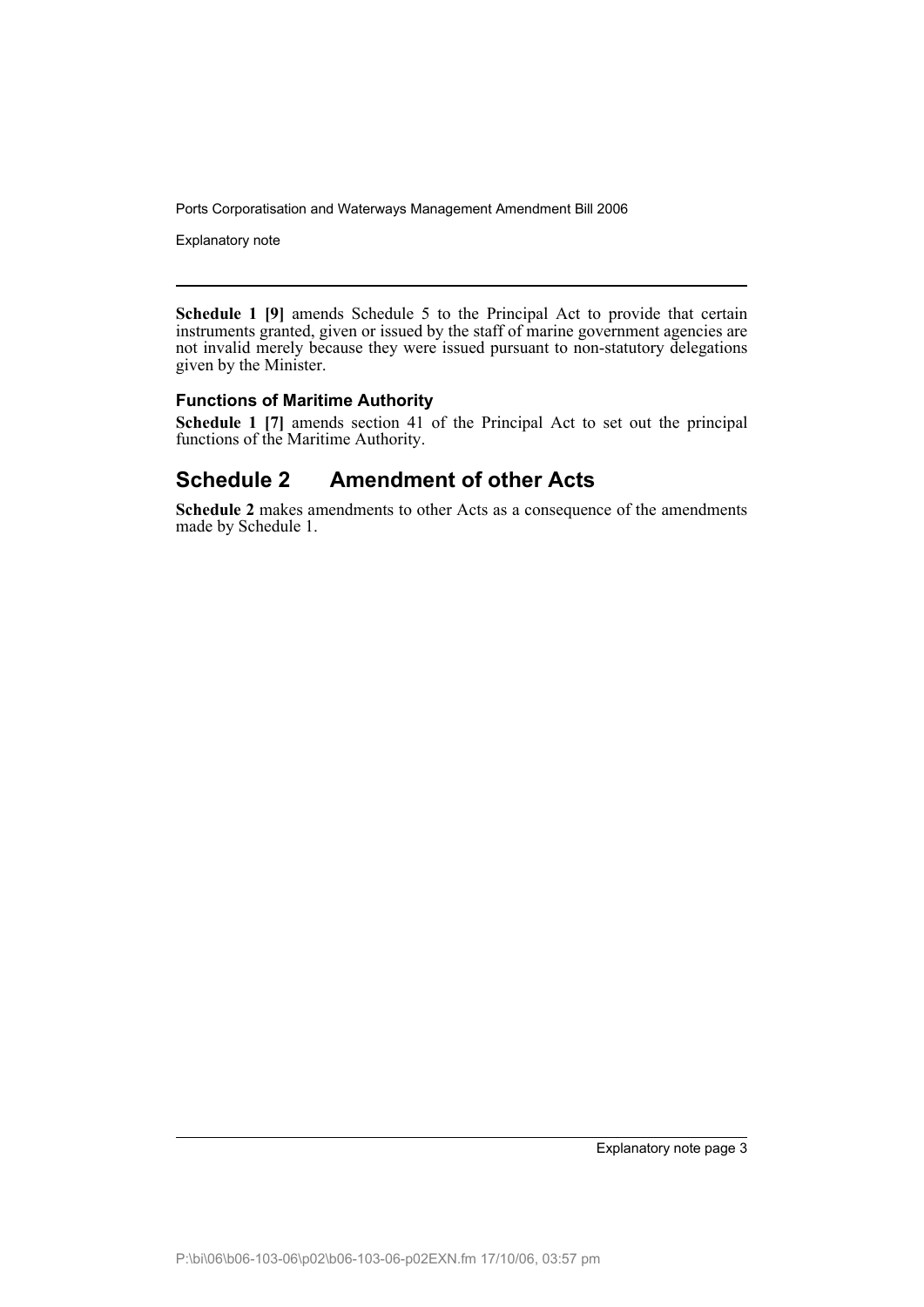**Schedule 1 [9]** amends Schedule 5 to the Principal Act to provide that certain instruments granted, given or issued by the staff of marine government agencies are not invalid merely because they were issued pursuant to non-statutory delegations given by the Minister.

### Functions of Maritime Authority

**Schedule 1 [7]** amends section 41 of the Principal Act to set out the principal functions of the Maritime Authority.

## Schedule 2 Amendment of other Acts

**Schedule 2** makes amendments to other Acts as a consequence of the amendments made by Schedule 1.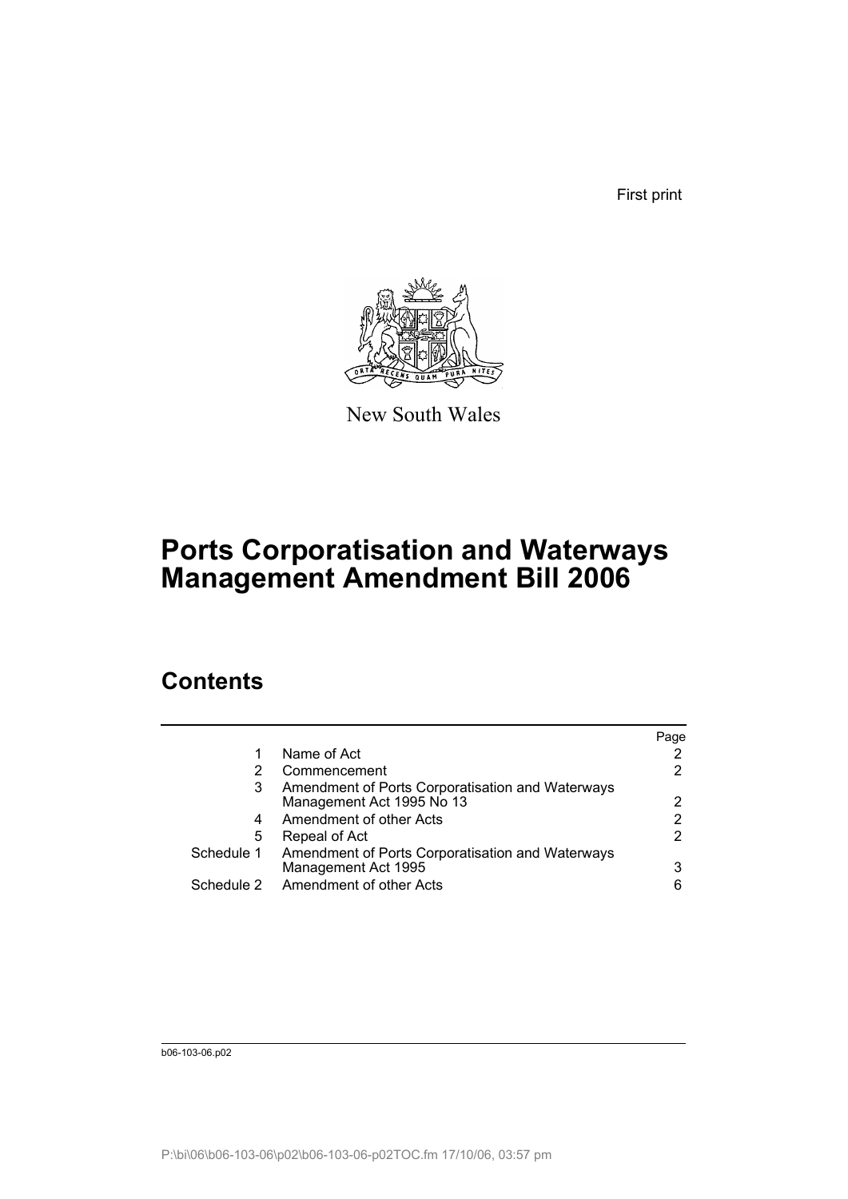First print

New South Wales

# Ports Corporatisation and Waterways Management Amendment Bill 2006

## Contents

| | | Page |
|---|---|---|
| 1 | Name of Act | 2 |
| 2 | Commencement | 2 |
| 3 | Amendment of Ports Corporatisation and Waterways Management Act 1995 No 13 | 2 |
| 4 | Amendment of other Acts | 2 |
| 5 | Repeal of Act | 2 |
| Schedule 1 | Amendment of Ports Corporatisation and Waterways Management Act 1995 | 3 |
| Schedule 2 | Amendment of other Acts | 6 |

b06-103-06.p02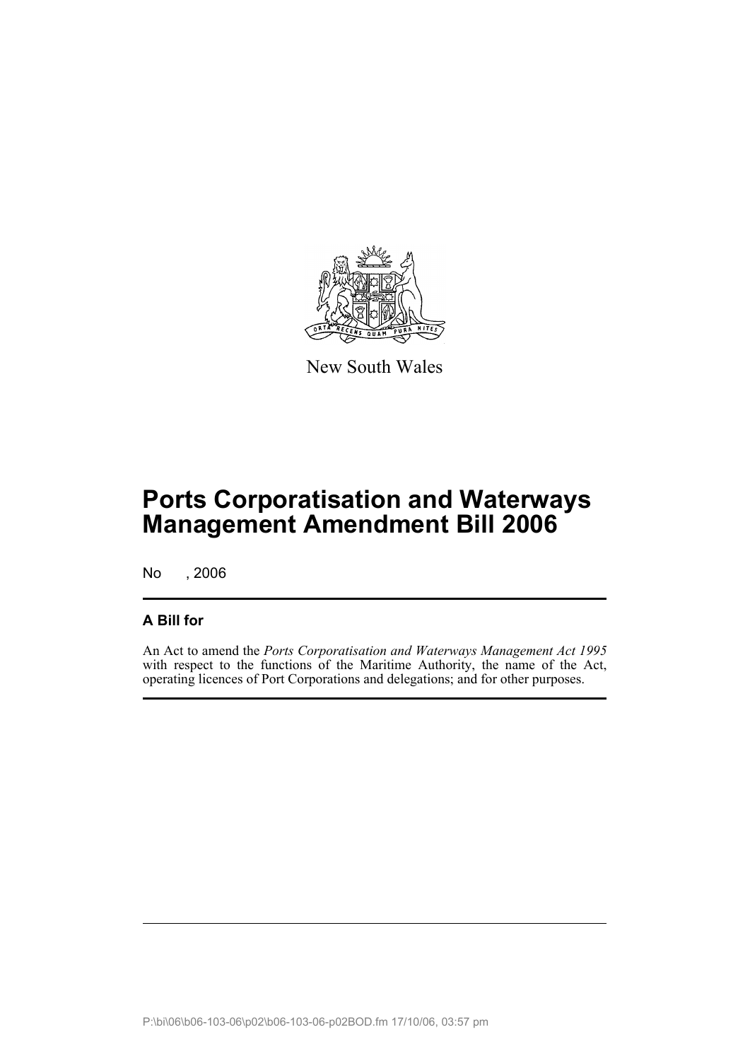New South Wales

# Ports Corporatisation and Waterways Management Amendment Bill 2006

No , 2006

## A Bill for

An Act to amend the *Ports Corporatisation and Waterways Management Act 1995* with respect to the functions of the Maritime Authority, the name of the Act, operating licences of Port Corporations and delegations; and for other purposes.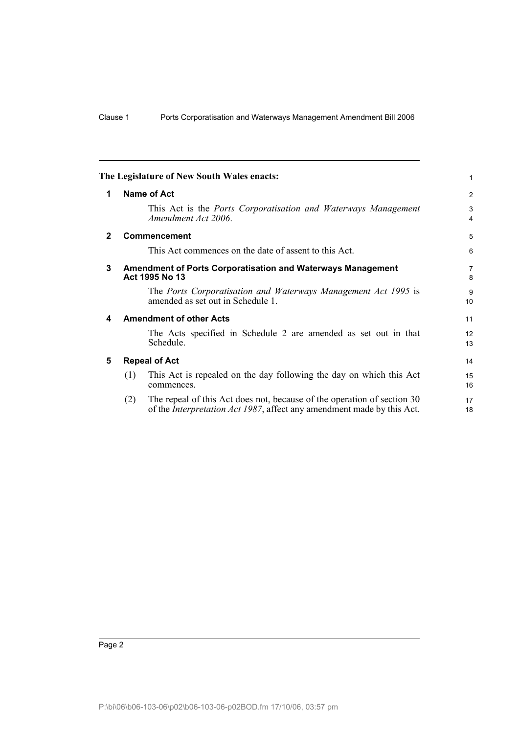The Legislature of New South Wales enacts:

## 1 Name of Act

This Act is the *Ports Corporatisation and Waterways Management Amendment Act 2006*.

## 2 Commencement

This Act commences on the date of assent to this Act.

## 3 Amendment of Ports Corporatisation and Waterways Management Act 1995 No 13

The *Ports Corporatisation and Waterways Management Act 1995* is amended as set out in Schedule 1.

## 4 Amendment of other Acts

The Acts specified in Schedule 2 are amended as set out in that Schedule.

## 5 Repeal of Act

(1) This Act is repealed on the day following the day on which this Act commences.

(2) The repeal of this Act does not, because of the operation of section 30 of the *Interpretation Act 1987*, affect any amendment made by this Act.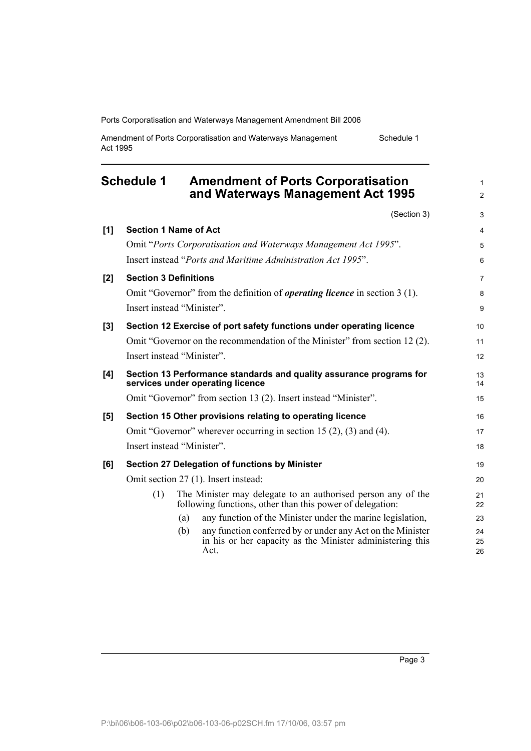## Schedule 1 Amendment of Ports Corporatisation and Waterways Management Act 1995

(Section 3)

**[1] Section 1 Name of Act**

Omit "*Ports Corporatisation and Waterways Management Act 1995*".

Insert instead "*Ports and Maritime Administration Act 1995*".

**[2] Section 3 Definitions**

Omit "Governor" from the definition of ***operating licence*** in section 3 (1).

Insert instead "Minister".

**[3] Section 12 Exercise of port safety functions under operating licence**

Omit "Governor on the recommendation of the Minister" from section 12 (2).

Insert instead "Minister".

**[4] Section 13 Performance standards and quality assurance programs for services under operating licence**

Omit "Governor" from section 13 (2). Insert instead "Minister".

**[5] Section 15 Other provisions relating to operating licence**

Omit "Governor" wherever occurring in section 15 (2), (3) and (4).

Insert instead "Minister".

**[6] Section 27 Delegation of functions by Minister**

Omit section 27 (1). Insert instead:

(1) The Minister may delegate to an authorised person any of the following functions, other than this power of delegation:

(a) any function of the Minister under the marine legislation,

(b) any function conferred by or under any Act on the Minister in his or her capacity as the Minister administering this Act.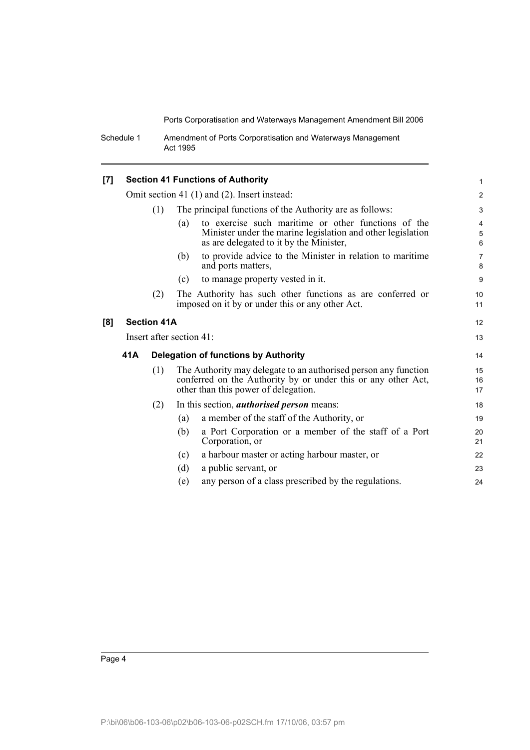### [7] Section 41 Functions of Authority

Omit section 41 (1) and (2). Insert instead:

(1) The principal functions of the Authority are as follows:

(a) to exercise such maritime or other functions of the Minister under the marine legislation and other legislation as are delegated to it by the Minister,

(b) to provide advice to the Minister in relation to maritime and ports matters,

(c) to manage property vested in it.

(2) The Authority has such other functions as are conferred or imposed on it by or under this or any other Act.

### [8] Section 41A

Insert after section 41:

#### 41A Delegation of functions by Authority

(1) The Authority may delegate to an authorised person any function conferred on the Authority by or under this or any other Act, other than this power of delegation.

(2) In this section, ***authorised person*** means:

(a) a member of the staff of the Authority, or

(b) a Port Corporation or a member of the staff of a Port Corporation, or

(c) a harbour master or acting harbour master, or

(d) a public servant, or

(e) any person of a class prescribed by the regulations.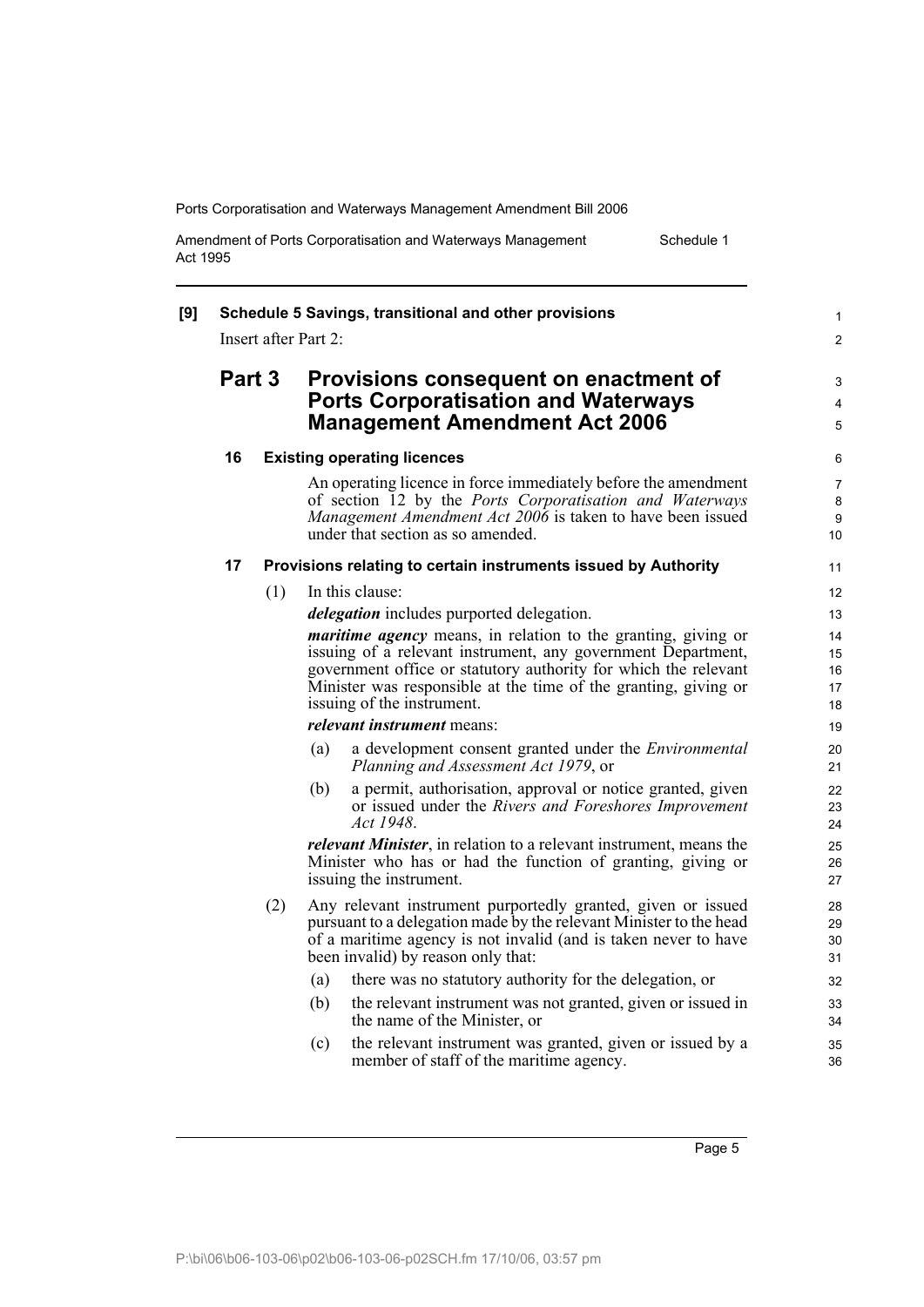**[9] Schedule 5 Savings, transitional and other provisions**

Insert after Part 2:

## Part 3 Provisions consequent on enactment of Ports Corporatisation and Waterways Management Amendment Act 2006

### 16 Existing operating licences

An operating licence in force immediately before the amendment of section 12 by the *Ports Corporatisation and Waterways Management Amendment Act 2006* is taken to have been issued under that section as so amended.

### 17 Provisions relating to certain instruments issued by Authority

(1) In this clause:

***delegation*** includes purported delegation.

***maritime agency*** means, in relation to the granting, giving or issuing of a relevant instrument, any government Department, government office or statutory authority for which the relevant Minister was responsible at the time of the granting, giving or issuing of the instrument.

***relevant instrument*** means:

- (a) a development consent granted under the *Environmental Planning and Assessment Act 1979*, or
- (b) a permit, authorisation, approval or notice granted, given or issued under the *Rivers and Foreshores Improvement Act 1948*.

***relevant Minister***, in relation to a relevant instrument, means the Minister who has or had the function of granting, giving or issuing the instrument.

(2) Any relevant instrument purportedly granted, given or issued pursuant to a delegation made by the relevant Minister to the head of a maritime agency is not invalid (and is taken never to have been invalid) by reason only that:

- (a) there was no statutory authority for the delegation, or
- (b) the relevant instrument was not granted, given or issued in the name of the Minister, or
- (c) the relevant instrument was granted, given or issued by a member of staff of the maritime agency.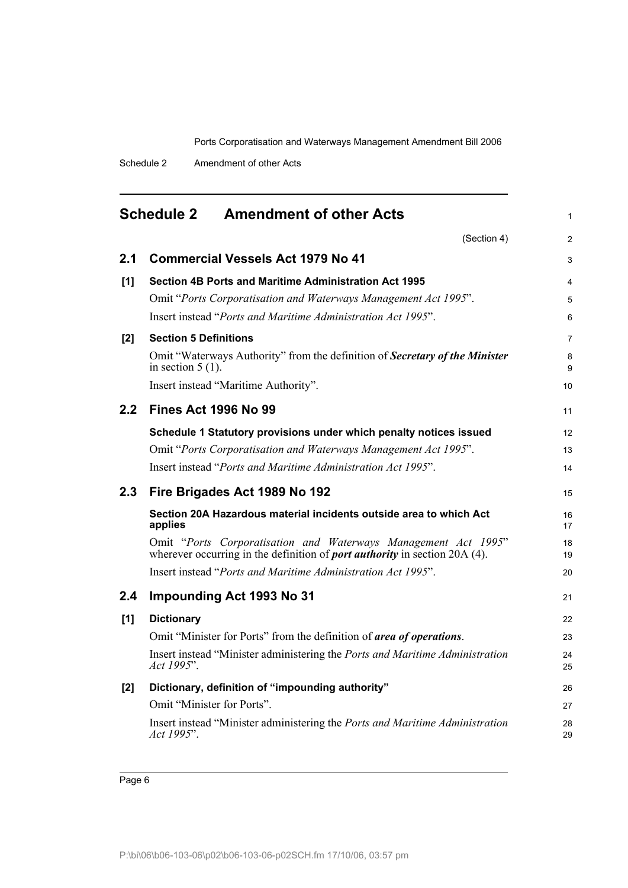## Schedule 2 Amendment of other Acts

(Section 4)

### 2.1 Commercial Vessels Act 1979 No 41

**[1] Section 4B Ports and Maritime Administration Act 1995**

Omit "*Ports Corporatisation and Waterways Management Act 1995*".

Insert instead "*Ports and Maritime Administration Act 1995*".

**[2] Section 5 Definitions**

Omit "Waterways Authority" from the definition of ***Secretary of the Minister*** in section 5 (1).

Insert instead "Maritime Authority".

### 2.2 Fines Act 1996 No 99

**Schedule 1 Statutory provisions under which penalty notices issued**

Omit "*Ports Corporatisation and Waterways Management Act 1995*".

Insert instead "*Ports and Maritime Administration Act 1995*".

### 2.3 Fire Brigades Act 1989 No 192

**Section 20A Hazardous material incidents outside area to which Act applies**

Omit "*Ports Corporatisation and Waterways Management Act 1995*" wherever occurring in the definition of ***port authority*** in section 20A (4).

Insert instead "*Ports and Maritime Administration Act 1995*".

### 2.4 Impounding Act 1993 No 31

**[1] Dictionary**

Omit "Minister for Ports" from the definition of ***area of operations***.

Insert instead "Minister administering the *Ports and Maritime Administration Act 1995*".

**[2] Dictionary, definition of "impounding authority"**

Omit "Minister for Ports".

Insert instead "Minister administering the *Ports and Maritime Administration Act 1995*".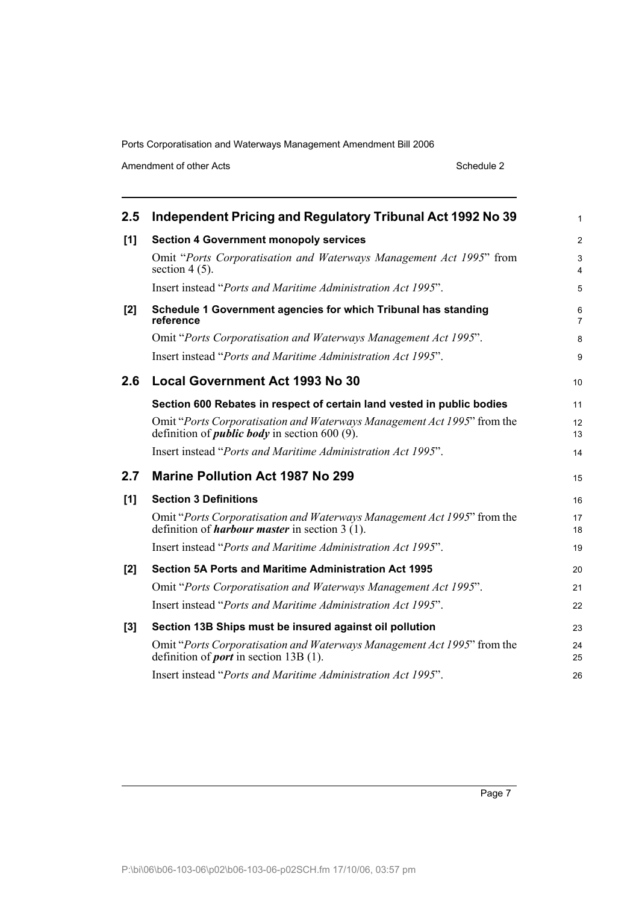## 2.5 Independent Pricing and Regulatory Tribunal Act 1992 No 39

**[1] Section 4 Government monopoly services**

Omit "*Ports Corporatisation and Waterways Management Act 1995*" from section 4 (5).

Insert instead "*Ports and Maritime Administration Act 1995*".

**[2] Schedule 1 Government agencies for which Tribunal has standing reference**

Omit "*Ports Corporatisation and Waterways Management Act 1995*".

Insert instead "*Ports and Maritime Administration Act 1995*".

## 2.6 Local Government Act 1993 No 30

**Section 600 Rebates in respect of certain land vested in public bodies**

Omit "*Ports Corporatisation and Waterways Management Act 1995*" from the definition of ***public body*** in section 600 (9).

Insert instead "*Ports and Maritime Administration Act 1995*".

## 2.7 Marine Pollution Act 1987 No 299

**[1] Section 3 Definitions**

Omit "*Ports Corporatisation and Waterways Management Act 1995*" from the definition of ***harbour master*** in section 3 (1).

Insert instead "*Ports and Maritime Administration Act 1995*".

**[2] Section 5A Ports and Maritime Administration Act 1995**

Omit "*Ports Corporatisation and Waterways Management Act 1995*".

Insert instead "*Ports and Maritime Administration Act 1995*".

**[3] Section 13B Ships must be insured against oil pollution**

Omit "*Ports Corporatisation and Waterways Management Act 1995*" from the definition of ***port*** in section 13B (1).

Insert instead "*Ports and Maritime Administration Act 1995*".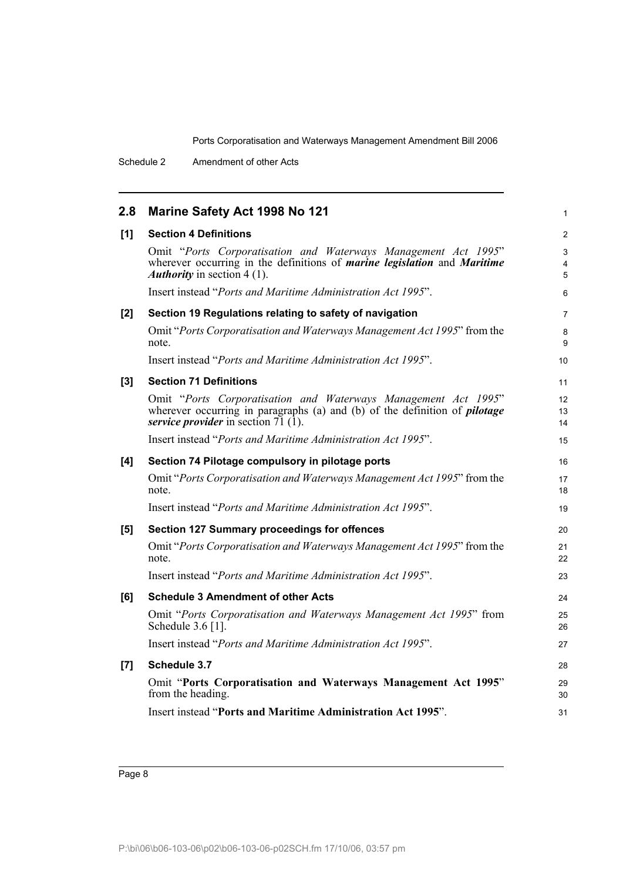## 2.8 Marine Safety Act 1998 No 121

**[1] Section 4 Definitions**

Omit "*Ports Corporatisation and Waterways Management Act 1995*" wherever occurring in the definitions of ***marine legislation*** and ***Maritime Authority*** in section 4 (1).

Insert instead "*Ports and Maritime Administration Act 1995*".

**[2] Section 19 Regulations relating to safety of navigation**

Omit "*Ports Corporatisation and Waterways Management Act 1995*" from the note.

Insert instead "*Ports and Maritime Administration Act 1995*".

**[3] Section 71 Definitions**

Omit "*Ports Corporatisation and Waterways Management Act 1995*" wherever occurring in paragraphs (a) and (b) of the definition of ***pilotage service provider*** in section 71 (1).

Insert instead "*Ports and Maritime Administration Act 1995*".

**[4] Section 74 Pilotage compulsory in pilotage ports**

Omit "*Ports Corporatisation and Waterways Management Act 1995*" from the note.

Insert instead "*Ports and Maritime Administration Act 1995*".

**[5] Section 127 Summary proceedings for offences**

Omit "*Ports Corporatisation and Waterways Management Act 1995*" from the note.

Insert instead "*Ports and Maritime Administration Act 1995*".

**[6] Schedule 3 Amendment of other Acts**

Omit "*Ports Corporatisation and Waterways Management Act 1995*" from Schedule 3.6 [1].

Insert instead "*Ports and Maritime Administration Act 1995*".

**[7] Schedule 3.7**

Omit "**Ports Corporatisation and Waterways Management Act 1995**" from the heading.

Insert instead "**Ports and Maritime Administration Act 1995**".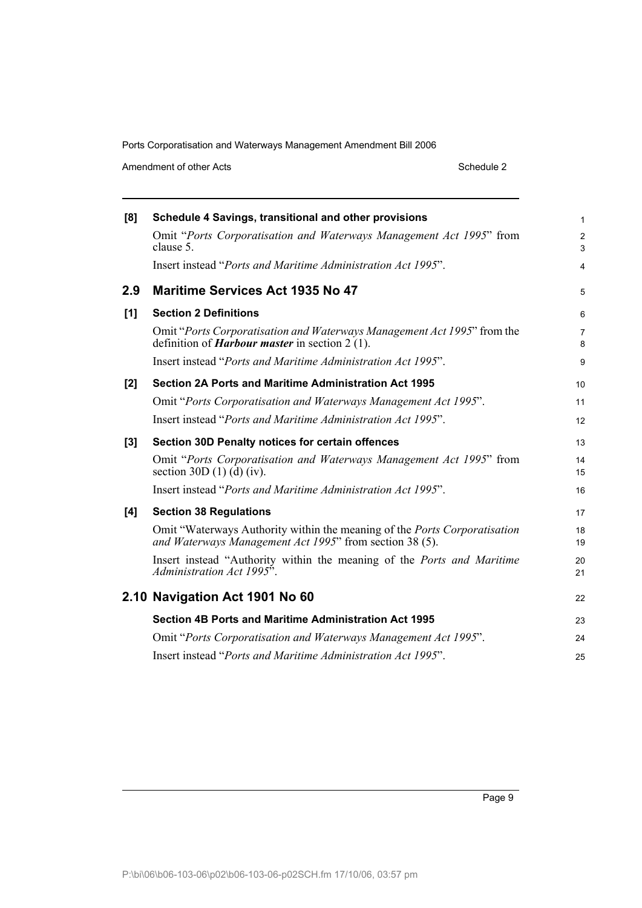**[8] Schedule 4 Savings, transitional and other provisions**

Omit "*Ports Corporatisation and Waterways Management Act 1995*" from clause 5.

Insert instead "*Ports and Maritime Administration Act 1995*".

## 2.9 Maritime Services Act 1935 No 47

**[1] Section 2 Definitions**

Omit "*Ports Corporatisation and Waterways Management Act 1995*" from the definition of ***Harbour master*** in section 2 (1).

Insert instead "*Ports and Maritime Administration Act 1995*".

**[2] Section 2A Ports and Maritime Administration Act 1995**

Omit "*Ports Corporatisation and Waterways Management Act 1995*".

Insert instead "*Ports and Maritime Administration Act 1995*".

**[3] Section 30D Penalty notices for certain offences**

Omit "*Ports Corporatisation and Waterways Management Act 1995*" from section 30D (1) (d) (iv).

Insert instead "*Ports and Maritime Administration Act 1995*".

**[4] Section 38 Regulations**

Omit "Waterways Authority within the meaning of the *Ports Corporatisation and Waterways Management Act 1995*" from section 38 (5).

Insert instead "Authority within the meaning of the *Ports and Maritime Administration Act 1995*".

## 2.10 Navigation Act 1901 No 60

**Section 4B Ports and Maritime Administration Act 1995**

Omit "*Ports Corporatisation and Waterways Management Act 1995*".

Insert instead "*Ports and Maritime Administration Act 1995*".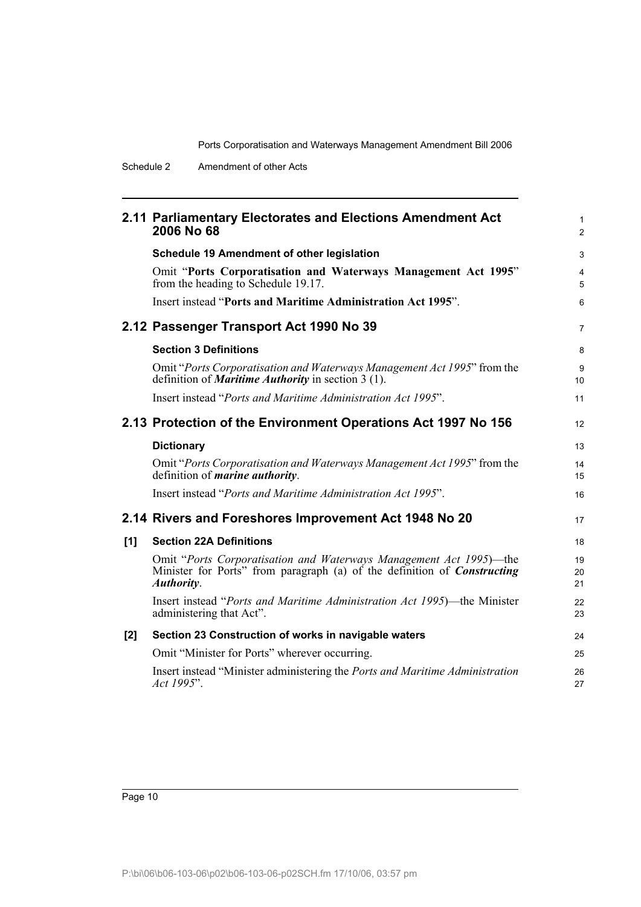## 2.11 Parliamentary Electorates and Elections Amendment Act 2006 No 68

**Schedule 19 Amendment of other legislation**

Omit "**Ports Corporatisation and Waterways Management Act 1995**" from the heading to Schedule 19.17.

Insert instead "**Ports and Maritime Administration Act 1995**".

## 2.12 Passenger Transport Act 1990 No 39

**Section 3 Definitions**

Omit "*Ports Corporatisation and Waterways Management Act 1995*" from the definition of ***Maritime Authority*** in section 3 (1).

Insert instead "*Ports and Maritime Administration Act 1995*".

## 2.13 Protection of the Environment Operations Act 1997 No 156

**Dictionary**

Omit "*Ports Corporatisation and Waterways Management Act 1995*" from the definition of ***marine authority***.

Insert instead "*Ports and Maritime Administration Act 1995*".

## 2.14 Rivers and Foreshores Improvement Act 1948 No 20

**[1] Section 22A Definitions**

Omit "*Ports Corporatisation and Waterways Management Act 1995*)—the Minister for Ports" from paragraph (a) of the definition of ***Constructing Authority***.

Insert instead "*Ports and Maritime Administration Act 1995*)—the Minister administering that Act".

**[2] Section 23 Construction of works in navigable waters**

Omit "Minister for Ports" wherever occurring.

Insert instead "Minister administering the *Ports and Maritime Administration Act 1995*".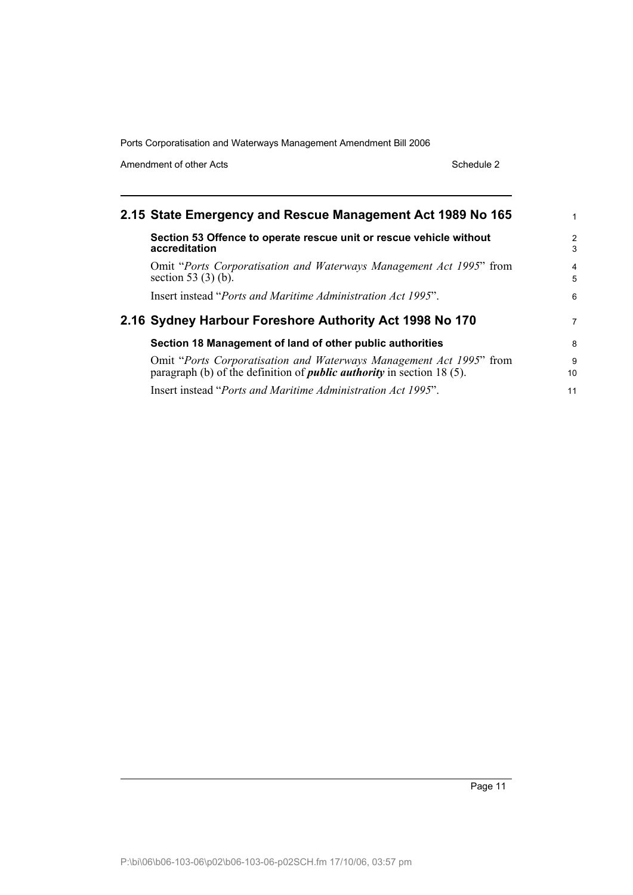## 2.15 State Emergency and Rescue Management Act 1989 No 165

**Section 53 Offence to operate rescue unit or rescue vehicle without accreditation**

Omit "*Ports Corporatisation and Waterways Management Act 1995*" from section 53 (3) (b).

Insert instead "*Ports and Maritime Administration Act 1995*".

## 2.16 Sydney Harbour Foreshore Authority Act 1998 No 170

**Section 18 Management of land of other public authorities**

Omit "*Ports Corporatisation and Waterways Management Act 1995*" from paragraph (b) of the definition of ***public authority*** in section 18 (5).

Insert instead "*Ports and Maritime Administration Act 1995*".